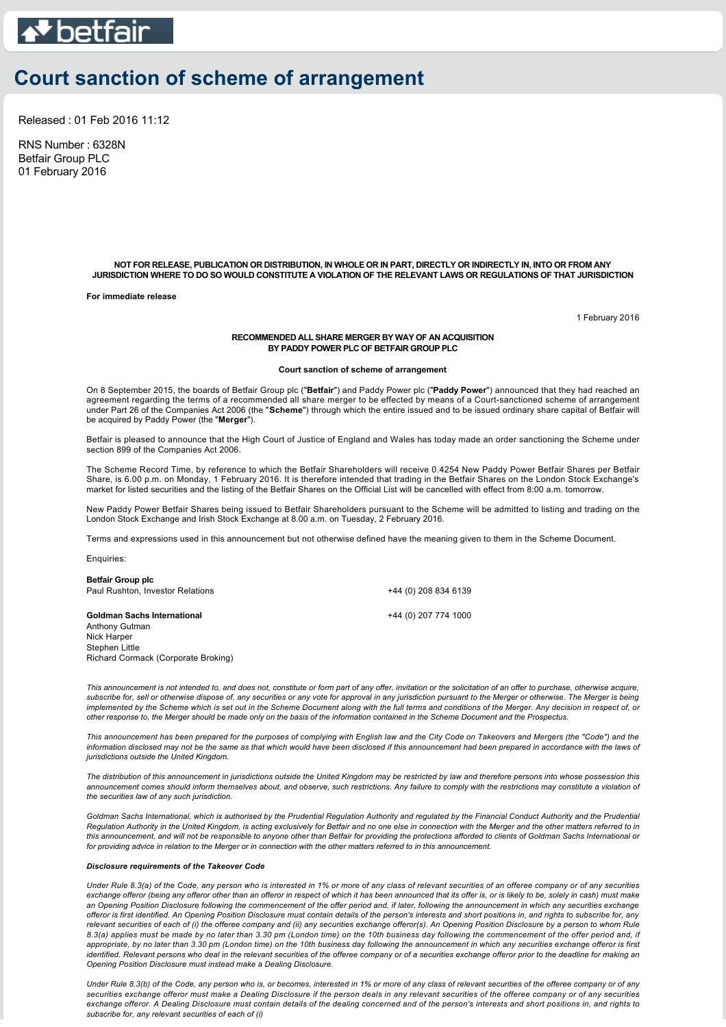# Court sanction of scheme of arrangement

Released : 01 Feb 2016 11:12

RNS Number : 6328N
Betfair Group PLC
01 February 2016

**NOT FOR RELEASE, PUBLICATION OR DISTRIBUTION, IN WHOLE OR IN PART, DIRECTLY OR INDIRECTLY IN, INTO OR FROM ANY JURISDICTION WHERE TO DO SO WOULD CONSTITUTE A VIOLATION OF THE RELEVANT LAWS OR REGULATIONS OF THAT JURISDICTION**

**For immediate release**

1 February 2016

**RECOMMENDED ALL SHARE MERGER BY WAY OF AN ACQUISITION BY PADDY POWER PLC OF BETFAIR GROUP PLC**

**Court sanction of scheme of arrangement**

On 8 September 2015, the boards of Betfair Group plc ("**Betfair**") and Paddy Power plc ("**Paddy Power**") announced that they had reached an agreement regarding the terms of a recommended all share merger to be effected by means of a Court-sanctioned scheme of arrangement under Part 26 of the Companies Act 2006 (the "**Scheme**") through which the entire issued and to be issued ordinary share capital of Betfair will be acquired by Paddy Power (the "**Merger**").

Betfair is pleased to announce that the High Court of Justice of England and Wales has today made an order sanctioning the Scheme under section 899 of the Companies Act 2006.

The Scheme Record Time, by reference to which the Betfair Shareholders will receive 0.4254 New Paddy Power Betfair Shares per Betfair Share, is 6.00 p.m. on Monday, 1 February 2016. It is therefore intended that trading in the Betfair Shares on the London Stock Exchange's market for listed securities and the listing of the Betfair Shares on the Official List will be cancelled with effect from 8:00 a.m. tomorrow.

New Paddy Power Betfair Shares being issued to Betfair Shareholders pursuant to the Scheme will be admitted to listing and trading on the London Stock Exchange and Irish Stock Exchange at 8.00 a.m. on Tuesday, 2 February 2016.

Terms and expressions used in this announcement but not otherwise defined have the meaning given to them in the Scheme Document.

Enquiries:

**Betfair Group plc**
Paul Rushton, Investor Relations — +44 (0) 208 834 6139

**Goldman Sachs International** — +44 (0) 207 774 1000
Anthony Gutman
Nick Harper
Stephen Little
Richard Cormack (Corporate Broking)

*This announcement is not intended to, and does not, constitute or form part of any offer, invitation or the solicitation of an offer to purchase, otherwise acquire, subscribe for, sell or otherwise dispose of, any securities or any vote for approval in any jurisdiction pursuant to the Merger or otherwise. The Merger is being implemented by the Scheme which is set out in the Scheme Document along with the full terms and conditions of the Merger. Any decision in respect of, or other response to, the Merger should be made only on the basis of the information contained in the Scheme Document and the Prospectus.*

*This announcement has been prepared for the purposes of complying with English law and the City Code on Takeovers and Mergers (the "Code") and the information disclosed may not be the same as that which would have been disclosed if this announcement had been prepared in accordance with the laws of jurisdictions outside the United Kingdom.*

*The distribution of this announcement in jurisdictions outside the United Kingdom may be restricted by law and therefore persons into whose possession this announcement comes should inform themselves about, and observe, such restrictions. Any failure to comply with the restrictions may constitute a violation of the securities law of any such jurisdiction.*

*Goldman Sachs International, which is authorised by the Prudential Regulation Authority and regulated by the Financial Conduct Authority and the Prudential Regulation Authority in the United Kingdom, is acting exclusively for Betfair and no one else in connection with the Merger and the other matters referred to in this announcement, and will not be responsible to anyone other than Betfair for providing the protections afforded to clients of Goldman Sachs International or for providing advice in relation to the Merger or in connection with the other matters referred to in this announcement.*

***Disclosure requirements of the Takeover Code***

*Under Rule 8.3(a) of the Code, any person who is interested in 1% or more of any class of relevant securities of an offeree company or of any securities exchange offeror (being any offeror other than an offeror in respect of which it has been announced that its offer is, or is likely to be, solely in cash) must make an Opening Position Disclosure following the commencement of the offer period and, if later, following the announcement in which any securities exchange offeror is first identified. An Opening Position Disclosure must contain details of the person's interests and short positions in, and rights to subscribe for, any relevant securities of each of (i) the offeree company and (ii) any securities exchange offeror(s). An Opening Position Disclosure by a person to whom Rule 8.3(a) applies must be made by no later than 3.30 pm (London time) on the 10th business day following the commencement of the offer period and, if appropriate, by no later than 3.30 pm (London time) on the 10th business day following the announcement in which any securities exchange offeror is first identified. Relevant persons who deal in the relevant securities of the offeree company or of a securities exchange offeror prior to the deadline for making an Opening Position Disclosure must instead make a Dealing Disclosure.*

*Under Rule 8.3(b) of the Code, any person who is, or becomes, interested in 1% or more of any class of relevant securities of the offeree company or of any securities exchange offeror must make a Dealing Disclosure if the person deals in any relevant securities of the offeree company or of any securities exchange offeror. A Dealing Disclosure must contain details of the dealing concerned and of the person's interests and short positions in, and rights to subscribe for, any relevant securities of each of (i)*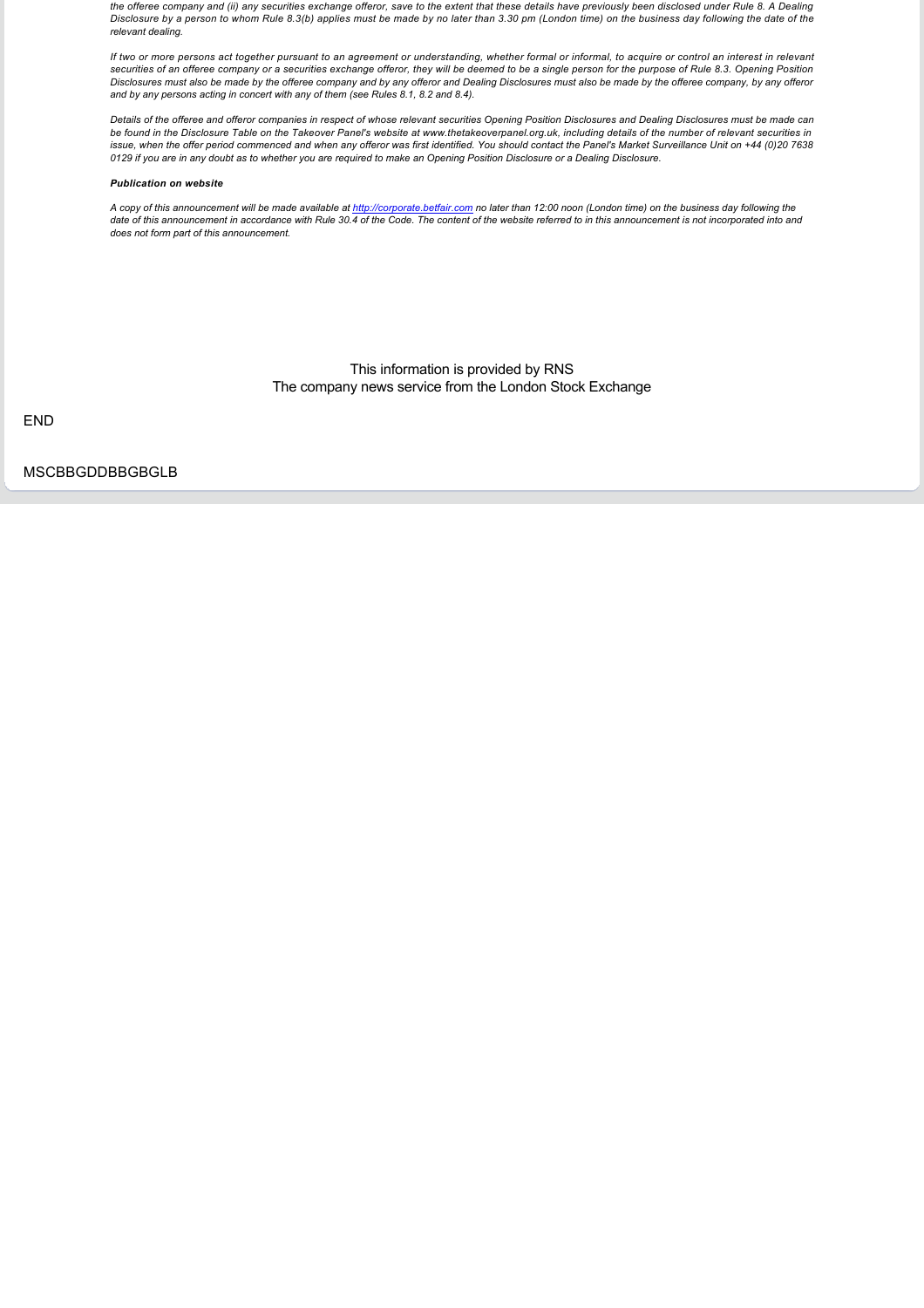*the offeree company and (ii) any securities exchange offeror, save to the extent that these details have previously been disclosed under Rule 8. A Dealing Disclosure by a person to whom Rule 8.3(b) applies must be made by no later than 3.30 pm (London time) on the business day following the date of the relevant dealing.*

*If two or more persons act together pursuant to an agreement or understanding, whether formal or informal, to acquire or control an interest in relevant securities of an offeree company or a securities exchange offeror, they will be deemed to be a single person for the purpose of Rule 8.3. Opening Position Disclosures must also be made by the offeree company and by any offeror and Dealing Disclosures must also be made by the offeree company, by any offeror and by any persons acting in concert with any of them (see Rules 8.1, 8.2 and 8.4).*

*Details of the offeree and offeror companies in respect of whose relevant securities Opening Position Disclosures and Dealing Disclosures must be made can be found in the Disclosure Table on the Takeover Panel's website at www.thetakeoverpanel.org.uk, including details of the number of relevant securities in issue, when the offer period commenced and when any offeror was first identified. You should contact the Panel's Market Surveillance Unit on +44 (0)20 7638 0129 if you are in any doubt as to whether you are required to make an Opening Position Disclosure or a Dealing Disclosure.*

***Publication on website***

*A copy of this announcement will be made available at [http://corporate.betfair.com](http://corporate.betfair.com) no later than 12:00 noon (London time) on the business day following the date of this announcement in accordance with Rule 30.4 of the Code. The content of the website referred to in this announcement is not incorporated into and does not form part of this announcement.*

This information is provided by RNS
The company news service from the London Stock Exchange

END

MSCBBGDDBBGBGLB